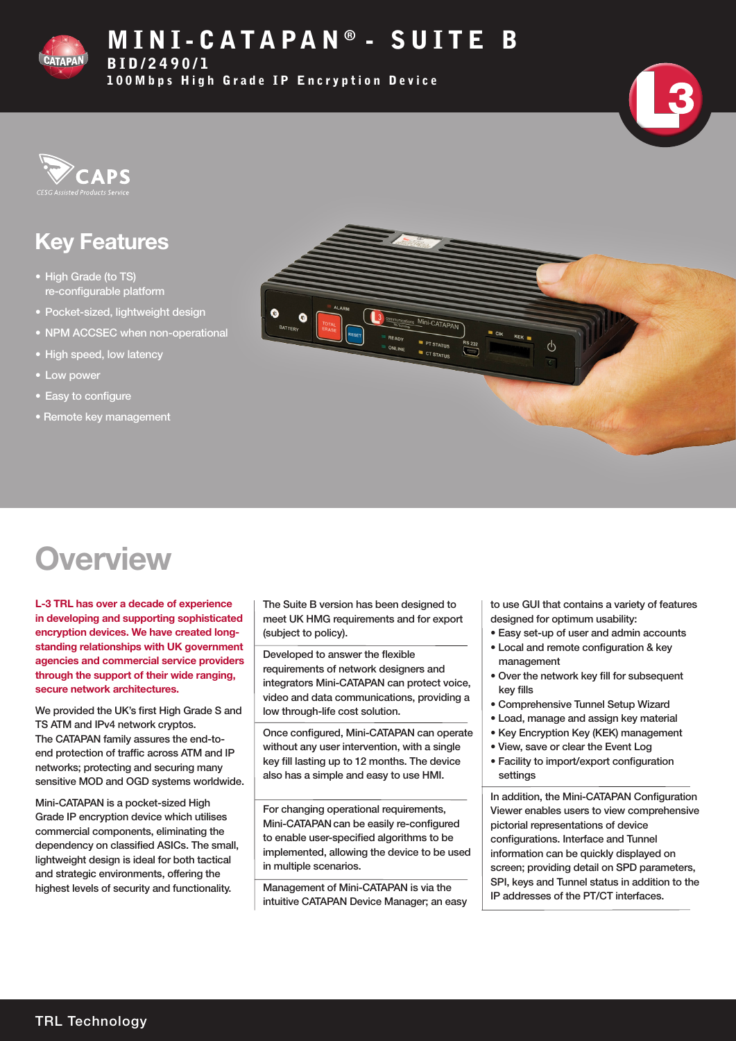# MINI-CATAPAN® - SUITE B

**BID/2490/1**

**100Mbps High Grade IP Encryption Device**

CAPS
CESG Assisted Products Service

## Key Features

- High Grade (to TS) re-configurable platform
- Pocket-sized, lightweight design
- NPM ACCSEC when non-operational
- High speed, low latency
- Low power
- Easy to configure
- Remote key management

# Overview

**L-3 TRL has over a decade of experience in developing and supporting sophisticated encryption devices. We have created long-standing relationships with UK government agencies and commercial service providers through the support of their wide ranging, secure network architectures.**

We provided the UK's first High Grade S and TS ATM and IPv4 network cryptos. The CATAPAN family assures the end-to-end protection of traffic across ATM and IP networks; protecting and securing many sensitive MOD and OGD systems worldwide.

Mini-CATAPAN is a pocket-sized High Grade IP encryption device which utilises commercial components, eliminating the dependency on classified ASICs. The small, lightweight design is ideal for both tactical and strategic environments, offering the highest levels of security and functionality.

The Suite B version has been designed to meet UK HMG requirements and for export (subject to policy).

Developed to answer the flexible requirements of network designers and integrators Mini-CATAPAN can protect voice, video and data communications, providing a low through-life cost solution.

Once configured, Mini-CATAPAN can operate without any user intervention, with a single key fill lasting up to 12 months. The device also has a simple and easy to use HMI.

For changing operational requirements, Mini-CATAPAN can be easily re-configured to enable user-specified algorithms to be implemented, allowing the device to be used in multiple scenarios.

Management of Mini-CATAPAN is via the intuitive CATAPAN Device Manager; an easy to use GUI that contains a variety of features designed for optimum usability:

- Easy set-up of user and admin accounts
- Local and remote configuration & key management
- Over the network key fill for subsequent key fills
- Comprehensive Tunnel Setup Wizard
- Load, manage and assign key material
- Key Encryption Key (KEK) management
- View, save or clear the Event Log
- Facility to import/export configuration settings

In addition, the Mini-CATAPAN Configuration Viewer enables users to view comprehensive pictorial representations of device configurations. Interface and Tunnel information can be quickly displayed on screen; providing detail on SPD parameters, SPI, keys and Tunnel status in addition to the IP addresses of the PT/CT interfaces.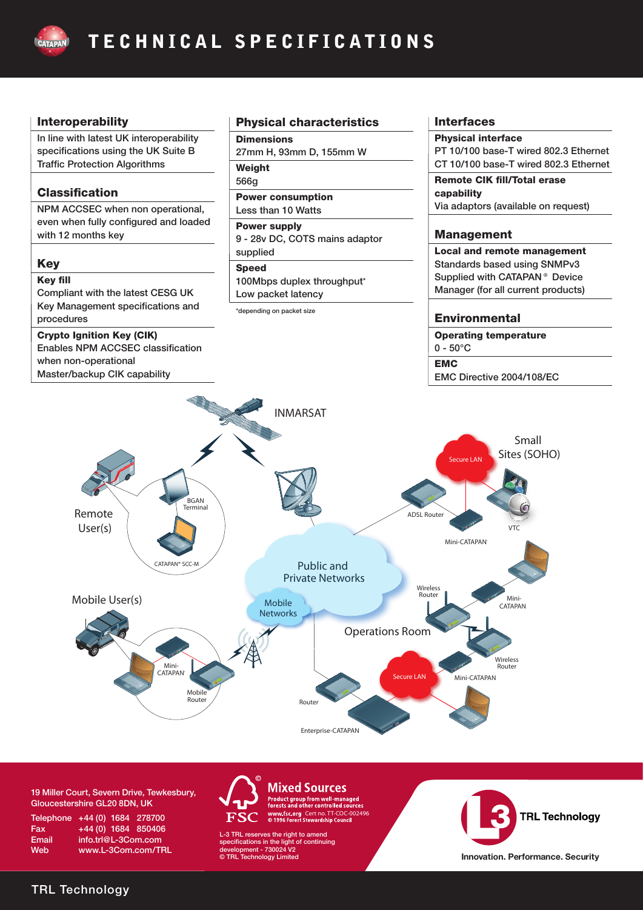# TECHNICAL SPECIFICATIONS

## Interoperability

In line with latest UK interoperability specifications using the UK Suite B Traffic Protection Algorithms

## Classification

NPM ACCSEC when non operational, even when fully configured and loaded with 12 months key

## Key

**Key fill**
Compliant with the latest CESG UK Key Management specifications and procedures

**Crypto Ignition Key (CIK)**
Enables NPM ACCSEC classification when non-operational
Master/backup CIK capability

## Physical characteristics

**Dimensions**
27mm H, 93mm D, 155mm W

**Weight**
566g

**Power consumption**
Less than 10 Watts

**Power supply**
9 - 28v DC, COTS mains adaptor supplied

**Speed**
100Mbps duplex throughput*
Low packet latency

*depending on packet size

## Interfaces

**Physical interface**
PT 10/100 base-T wired 802.3 Ethernet
CT 10/100 base-T wired 802.3 Ethernet

**Remote CIK fill/Total erase capability**
Via adaptors (available on request)

## Management

**Local and remote management**
Standards based using SNMPv3
Supplied with CATAPAN® Device Manager (for all current products)

## Environmental

**Operating temperature**
0 - 50°C

**EMC**
EMC Directive 2004/108/EC

INMARSAT
Small Sites (SOHO)
Secure LAN
Remote User(s)
BGAN Terminal
ADSL Router
VTC
Mini-CATAPAN
CATAPAN® SCC-M
Public and Private Networks
Wireless Router
Mini-CATAPAN
Mobile User(s)
Mobile Networks
Operations Room
Mini-CATAPAN
Mobile Router
Wireless Router
Secure LAN
Mini-CATAPAN
Router
Enterprise-CATAPAN

19 Miller Court, Severn Drive, Tewkesbury, Gloucestershire GL20 8DN, UK

Telephone +44 (0) 1684 278700
Fax +44 (0) 1684 850406
Email info.trl@L-3Com.com
Web www.L-3Com.com/TRL

Mixed Sources
Product group from well-managed forests and other controlled sources
www.fsc.org Cert no. TT-COC-002496
© 1996 Forest Stewardship Council

L-3 TRL reserves the right to amend specifications in the light of continuing development - 730024 V2
© TRL Technology Limited

TRL Technology
Innovation. Performance. Security